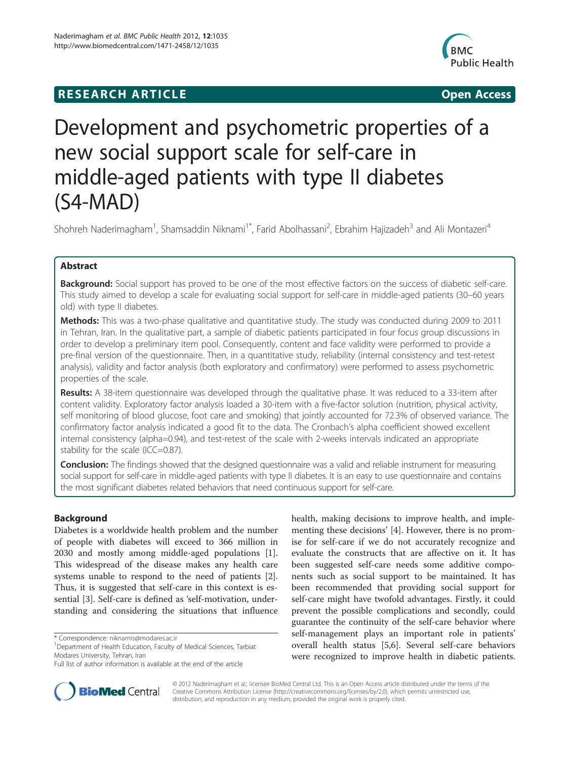**RESEARCH ARTICLE** **Open Access**

# Development and psychometric properties of a new social support scale for self-care in middle-aged patients with type II diabetes (S4-MAD)

Shohreh Naderimagham[1], Shamsaddin Niknami[1*], Farid Abolhassani[2], Ebrahim Hajizadeh[3] and Ali Montazeri[4]

## Abstract

**Background:** Social support has proved to be one of the most effective factors on the success of diabetic self-care. This study aimed to develop a scale for evaluating social support for self-care in middle-aged patients (30–60 years old) with type II diabetes.

**Methods:** This was a two-phase qualitative and quantitative study. The study was conducted during 2009 to 2011 in Tehran, Iran. In the qualitative part, a sample of diabetic patients participated in four focus group discussions in order to develop a preliminary item pool. Consequently, content and face validity were performed to provide a pre-final version of the questionnaire. Then, in a quantitative study, reliability (internal consistency and test-retest analysis), validity and factor analysis (both exploratory and confirmatory) were performed to assess psychometric properties of the scale.

**Results:** A 38-item questionnaire was developed through the qualitative phase. It was reduced to a 33-item after content validity. Exploratory factor analysis loaded a 30-item with a five-factor solution (nutrition, physical activity, self monitoring of blood glucose, foot care and smoking) that jointly accounted for 72.3% of observed variance. The confirmatory factor analysis indicated a good fit to the data. The Cronbach's alpha coefficient showed excellent internal consistency (alpha=0.94), and test-retest of the scale with 2-weeks intervals indicated an appropriate stability for the scale (ICC=0.87).

**Conclusion:** The findings showed that the designed questionnaire was a valid and reliable instrument for measuring social support for self-care in middle-aged patients with type II diabetes. It is an easy to use questionnaire and contains the most significant diabetes related behaviors that need continuous support for self-care.

## Background

Diabetes is a worldwide health problem and the number of people with diabetes will exceed to 366 million in 2030 and mostly among middle-aged populations [1]. This widespread of the disease makes any health care systems unable to respond to the need of patients [2]. Thus, it is suggested that self-care in this context is essential [3]. Self-care is defined as 'self-motivation, understanding and considering the situations that influence health, making decisions to improve health, and implementing these decisions' [4]. However, there is no promise for self-care if we do not accurately recognize and evaluate the constructs that are affective on it. It has been suggested self-care needs some additive components such as social support to be maintained. It has been recommended that providing social support for self-care might have twofold advantages. Firstly, it could prevent the possible complications and secondly, could guarantee the continuity of the self-care behavior where self-management plays an important role in patients' overall health status [5,6]. Several self-care behaviors were recognized to improve health in diabetic patients.

\* Correspondence: niknamis@modares.ac.ir
[1]Department of Health Education, Faculty of Medical Sciences, Tarbiat Modares University, Tehran, Iran
Full list of author information is available at the end of the article

© 2012 Naderimagham et al.; licensee BioMed Central Ltd. This is an Open Access article distributed under the terms of the Creative Commons Attribution License (http://creativecommons.org/licenses/by/2.0), which permits unrestricted use, distribution, and reproduction in any medium, provided the original work is properly cited.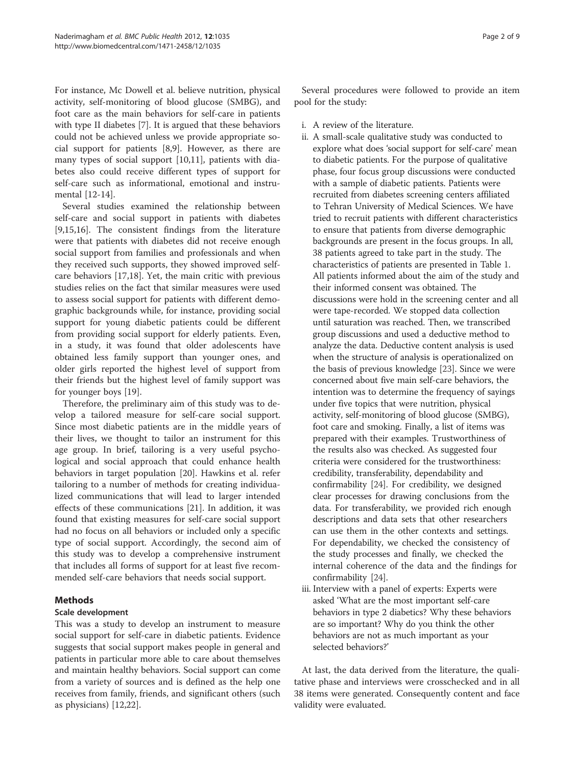For instance, Mc Dowell et al. believe nutrition, physical activity, self-monitoring of blood glucose (SMBG), and foot care as the main behaviors for self-care in patients with type II diabetes [7]. It is argued that these behaviors could not be achieved unless we provide appropriate social support for patients [8,9]. However, as there are many types of social support [10,11], patients with diabetes also could receive different types of support for self-care such as informational, emotional and instrumental [12-14].

Several studies examined the relationship between self-care and social support in patients with diabetes [9,15,16]. The consistent findings from the literature were that patients with diabetes did not receive enough social support from families and professionals and when they received such supports, they showed improved self-care behaviors [17,18]. Yet, the main critic with previous studies relies on the fact that similar measures were used to assess social support for patients with different demographic backgrounds while, for instance, providing social support for young diabetic patients could be different from providing social support for elderly patients. Even, in a study, it was found that older adolescents have obtained less family support than younger ones, and older girls reported the highest level of support from their friends but the highest level of family support was for younger boys [19].

Therefore, the preliminary aim of this study was to develop a tailored measure for self-care social support. Since most diabetic patients are in the middle years of their lives, we thought to tailor an instrument for this age group. In brief, tailoring is a very useful psychological and social approach that could enhance health behaviors in target population [20]. Hawkins et al. refer tailoring to a number of methods for creating individualized communications that will lead to larger intended effects of these communications [21]. In addition, it was found that existing measures for self-care social support had no focus on all behaviors or included only a specific type of social support. Accordingly, the second aim of this study was to develop a comprehensive instrument that includes all forms of support for at least five recommended self-care behaviors that needs social support.

## Methods

### Scale development

This was a study to develop an instrument to measure social support for self-care in diabetic patients. Evidence suggests that social support makes people in general and patients in particular more able to care about themselves and maintain healthy behaviors. Social support can come from a variety of sources and is defined as the help one receives from family, friends, and significant others (such as physicians) [12,22].

Several procedures were followed to provide an item pool for the study:

i. A review of the literature.
ii. A small-scale qualitative study was conducted to explore what does 'social support for self-care' mean to diabetic patients. For the purpose of qualitative phase, four focus group discussions were conducted with a sample of diabetic patients. Patients were recruited from diabetes screening centers affiliated to Tehran University of Medical Sciences. We have tried to recruit patients with different characteristics to ensure that patients from diverse demographic backgrounds are present in the focus groups. In all, 38 patients agreed to take part in the study. The characteristics of patients are presented in Table 1. All patients informed about the aim of the study and their informed consent was obtained. The discussions were hold in the screening center and all were tape-recorded. We stopped data collection until saturation was reached. Then, we transcribed group discussions and used a deductive method to analyze the data. Deductive content analysis is used when the structure of analysis is operationalized on the basis of previous knowledge [23]. Since we were concerned about five main self-care behaviors, the intention was to determine the frequency of sayings under five topics that were nutrition, physical activity, self-monitoring of blood glucose (SMBG), foot care and smoking. Finally, a list of items was prepared with their examples. Trustworthiness of the results also was checked. As suggested four criteria were considered for the trustworthiness: credibility, transferability, dependability and confirmability [24]. For credibility, we designed clear processes for drawing conclusions from the data. For transferability, we provided rich enough descriptions and data sets that other researchers can use them in the other contexts and settings. For dependability, we checked the consistency of the study processes and finally, we checked the internal coherence of the data and the findings for confirmability [24].
iii. Interview with a panel of experts: Experts were asked 'What are the most important self-care behaviors in type 2 diabetics? Why these behaviors are so important? Why do you think the other behaviors are not as much important as your selected behaviors?'

At last, the data derived from the literature, the qualitative phase and interviews were crosschecked and in all 38 items were generated. Consequently content and face validity were evaluated.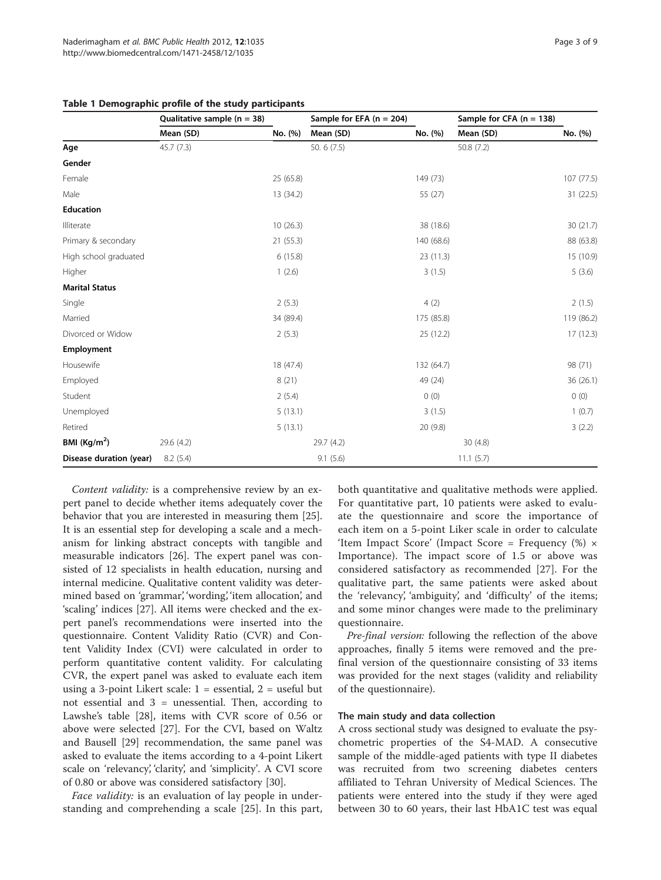**Table 1 Demographic profile of the study participants**

| | Qualitative sample (n = 38) | | Sample for EFA (n = 204) | | Sample for CFA (n = 138) | |
|---|---|---|---|---|---|---|
| | Mean (SD) | No. (%) | Mean (SD) | No. (%) | Mean (SD) | No. (%) |
| **Age** | 45.7 (7.3) | | 50. 6 (7.5) | | 50.8 (7.2) | |
| **Gender** | | | | | | |
| Female | | 25 (65.8) | | 149 (73) | | 107 (77.5) |
| Male | | 13 (34.2) | | 55 (27) | | 31 (22.5) |
| **Education** | | | | | | |
| Illiterate | | 10 (26.3) | | 38 (18.6) | | 30 (21.7) |
| Primary & secondary | | 21 (55.3) | | 140 (68.6) | | 88 (63.8) |
| High school graduated | | 6 (15.8) | | 23 (11.3) | | 15 (10.9) |
| Higher | | 1 (2.6) | | 3 (1.5) | | 5 (3.6) |
| **Marital Status** | | | | | | |
| Single | | 2 (5.3) | | 4 (2) | | 2 (1.5) |
| Married | | 34 (89.4) | | 175 (85.8) | | 119 (86.2) |
| Divorced or Widow | | 2 (5.3) | | 25 (12.2) | | 17 (12.3) |
| **Employment** | | | | | | |
| Housewife | | 18 (47.4) | | 132 (64.7) | | 98 (71) |
| Employed | | 8 (21) | | 49 (24) | | 36 (26.1) |
| Student | | 2 (5.4) | | 0 (0) | | 0 (0) |
| Unemployed | | 5 (13.1) | | 3 (1.5) | | 1 (0.7) |
| Retired | | 5 (13.1) | | 20 (9.8) | | 3 (2.2) |
| **BMI (Kg/m$^2$)** | 29.6 (4.2) | | 29.7 (4.2) | | 30 (4.8) | |
| **Disease duration (year)** | 8.2 (5.4) | | 9.1 (5.6) | | 11.1 (5.7) | |

*Content validity:* is a comprehensive review by an expert panel to decide whether items adequately cover the behavior that you are interested in measuring them [25]. It is an essential step for developing a scale and a mechanism for linking abstract concepts with tangible and measurable indicators [26]. The expert panel was consisted of 12 specialists in health education, nursing and internal medicine. Qualitative content validity was determined based on 'grammar', 'wording', 'item allocation', and 'scaling' indices [27]. All items were checked and the expert panel's recommendations were inserted into the questionnaire. Content Validity Ratio (CVR) and Content Validity Index (CVI) were calculated in order to perform quantitative content validity. For calculating CVR, the expert panel was asked to evaluate each item using a 3-point Likert scale: 1 = essential, 2 = useful but not essential and 3 = unessential. Then, according to Lawshe's table [28], items with CVR score of 0.56 or above were selected [27]. For the CVI, based on Waltz and Bausell [29] recommendation, the same panel was asked to evaluate the items according to a 4-point Likert scale on 'relevancy', 'clarity', and 'simplicity'. A CVI score of 0.80 or above was considered satisfactory [30].

*Face validity:* is an evaluation of lay people in understanding and comprehending a scale [25]. In this part, both quantitative and qualitative methods were applied. For quantitative part, 10 patients were asked to evaluate the questionnaire and score the importance of each item on a 5-point Liker scale in order to calculate 'Item Impact Score' (Impact Score = Frequency (%) × Importance). The impact score of 1.5 or above was considered satisfactory as recommended [27]. For the qualitative part, the same patients were asked about the 'relevancy', 'ambiguity', and 'difficulty' of the items; and some minor changes were made to the preliminary questionnaire.

*Pre-final version:* following the reflection of the above approaches, finally 5 items were removed and the pre-final version of the questionnaire consisting of 33 items was provided for the next stages (validity and reliability of the questionnaire).

#### The main study and data collection

A cross sectional study was designed to evaluate the psychometric properties of the S4-MAD. A consecutive sample of the middle-aged patients with type II diabetes was recruited from two screening diabetes centers affiliated to Tehran University of Medical Sciences. The patients were entered into the study if they were aged between 30 to 60 years, their last HbA1C test was equal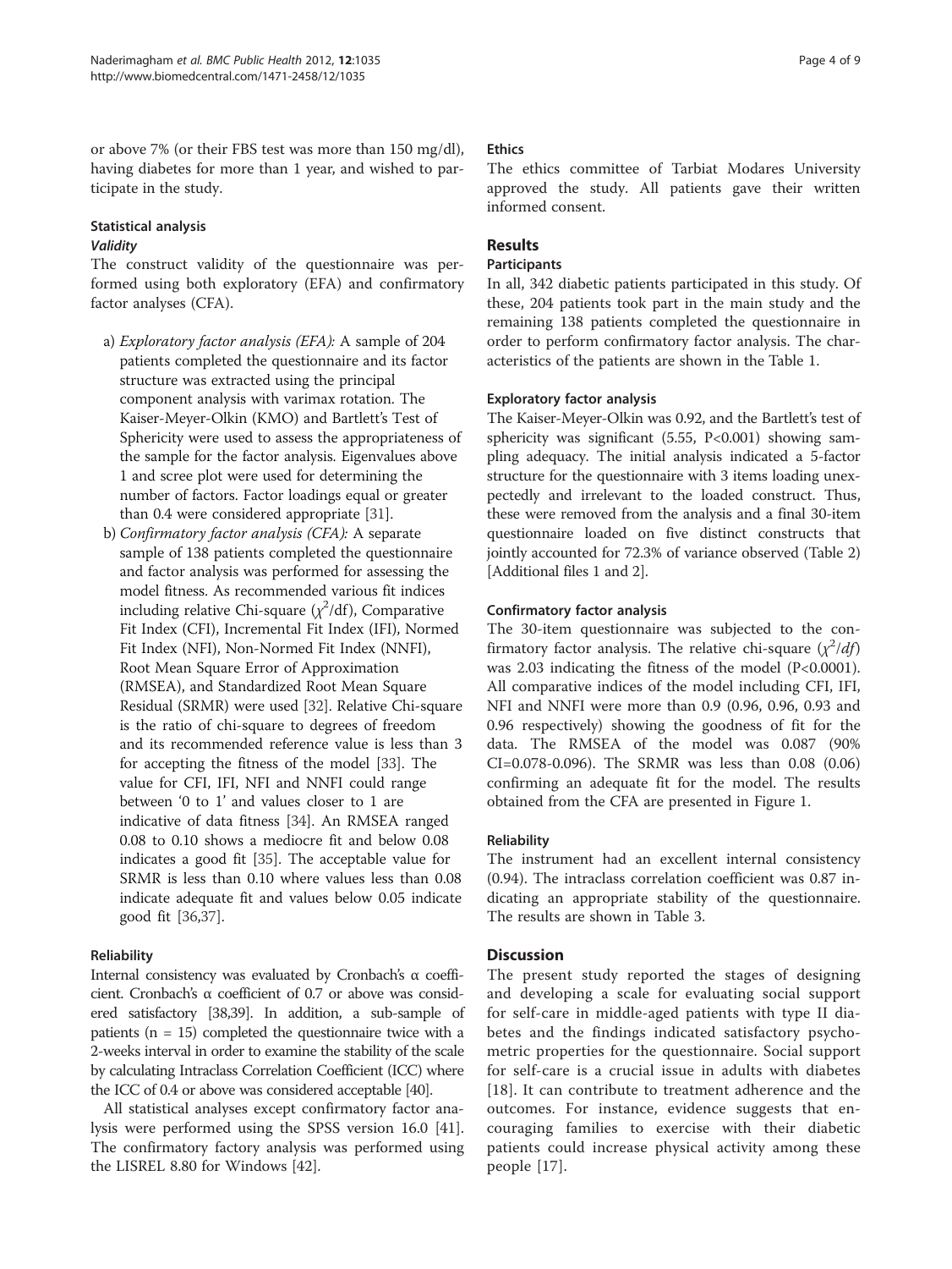or above 7% (or their FBS test was more than 150 mg/dl), having diabetes for more than 1 year, and wished to participate in the study.

### Statistical analysis

#### *Validity*

The construct validity of the questionnaire was performed using both exploratory (EFA) and confirmatory factor analyses (CFA).

a) *Exploratory factor analysis (EFA):* A sample of 204 patients completed the questionnaire and its factor structure was extracted using the principal component analysis with varimax rotation. The Kaiser-Meyer-Olkin (KMO) and Bartlett's Test of Sphericity were used to assess the appropriateness of the sample for the factor analysis. Eigenvalues above 1 and scree plot were used for determining the number of factors. Factor loadings equal or greater than 0.4 were considered appropriate [31].

b) *Confirmatory factor analysis (CFA):* A separate sample of 138 patients completed the questionnaire and factor analysis was performed for assessing the model fitness. As recommended various fit indices including relative Chi-square ($\chi^2$/df), Comparative Fit Index (CFI), Incremental Fit Index (IFI), Normed Fit Index (NFI), Non-Normed Fit Index (NNFI), Root Mean Square Error of Approximation (RMSEA), and Standardized Root Mean Square Residual (SRMR) were used [32]. Relative Chi-square is the ratio of chi-square to degrees of freedom and its recommended reference value is less than 3 for accepting the fitness of the model [33]. The value for CFI, IFI, NFI and NNFI could range between '0 to 1' and values closer to 1 are indicative of data fitness [34]. An RMSEA ranged 0.08 to 0.10 shows a mediocre fit and below 0.08 indicates a good fit [35]. The acceptable value for SRMR is less than 0.10 where values less than 0.08 indicate adequate fit and values below 0.05 indicate good fit [36,37].

#### Reliability

Internal consistency was evaluated by Cronbach's α coefficient. Cronbach's α coefficient of 0.7 or above was considered satisfactory [38,39]. In addition, a sub-sample of patients (n = 15) completed the questionnaire twice with a 2-weeks interval in order to examine the stability of the scale by calculating Intraclass Correlation Coefficient (ICC) where the ICC of 0.4 or above was considered acceptable [40].

All statistical analyses except confirmatory factor analysis were performed using the SPSS version 16.0 [41]. The confirmatory factory analysis was performed using the LISREL 8.80 for Windows [42].

### Ethics

The ethics committee of Tarbiat Modares University approved the study. All patients gave their written informed consent.

## Results

### Participants

In all, 342 diabetic patients participated in this study. Of these, 204 patients took part in the main study and the remaining 138 patients completed the questionnaire in order to perform confirmatory factor analysis. The characteristics of the patients are shown in the Table 1.

### Exploratory factor analysis

The Kaiser-Meyer-Olkin was 0.92, and the Bartlett's test of sphericity was significant (5.55, P<0.001) showing sampling adequacy. The initial analysis indicated a 5-factor structure for the questionnaire with 3 items loading unexpectedly and irrelevant to the loaded construct. Thus, these were removed from the analysis and a final 30-item questionnaire loaded on five distinct constructs that jointly accounted for 72.3% of variance observed (Table 2) [Additional files 1 and 2].

### Confirmatory factor analysis

The 30-item questionnaire was subjected to the confirmatory factor analysis. The relative chi-square ($\chi^2/df$) was 2.03 indicating the fitness of the model (P<0.0001). All comparative indices of the model including CFI, IFI, NFI and NNFI were more than 0.9 (0.96, 0.96, 0.93 and 0.96 respectively) showing the goodness of fit for the data. The RMSEA of the model was 0.087 (90% CI=0.078-0.096). The SRMR was less than 0.08 (0.06) confirming an adequate fit for the model. The results obtained from the CFA are presented in Figure 1.

### Reliability

The instrument had an excellent internal consistency (0.94). The intraclass correlation coefficient was 0.87 indicating an appropriate stability of the questionnaire. The results are shown in Table 3.

## Discussion

The present study reported the stages of designing and developing a scale for evaluating social support for self-care in middle-aged patients with type II diabetes and the findings indicated satisfactory psychometric properties for the questionnaire. Social support for self-care is a crucial issue in adults with diabetes [18]. It can contribute to treatment adherence and the outcomes. For instance, evidence suggests that encouraging families to exercise with their diabetic patients could increase physical activity among these people [17].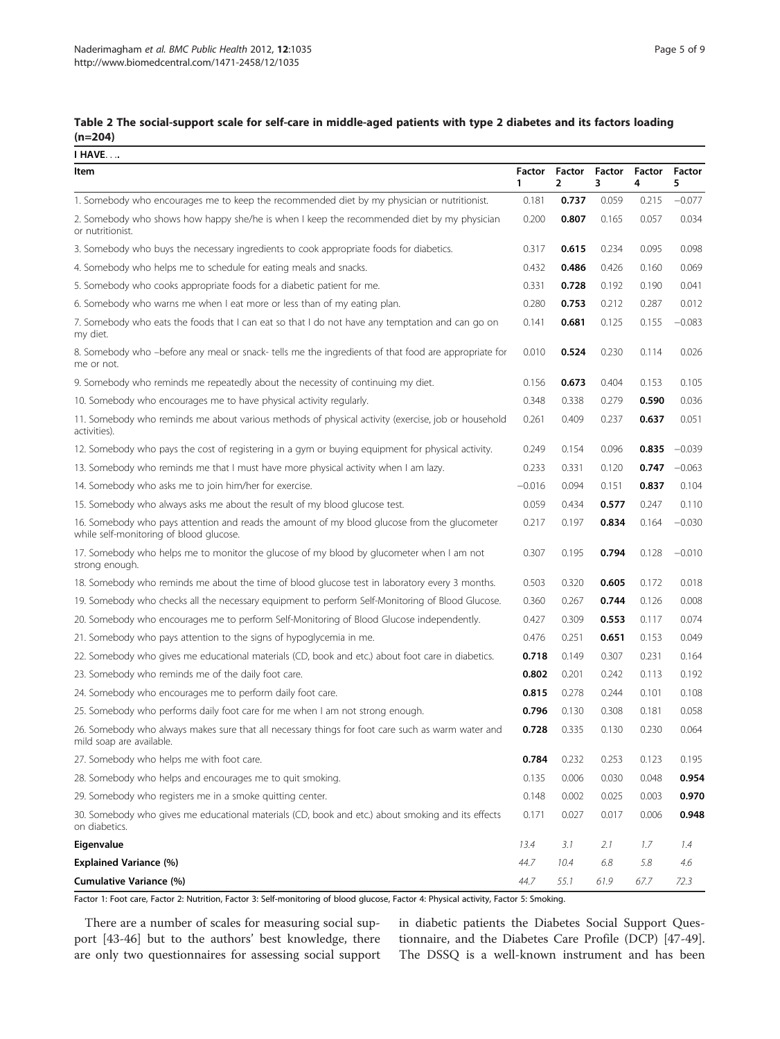**Table 2 The social-support scale for self-care in middle-aged patients with type 2 diabetes and its factors loading (n=204)**

| I HAVE…. | | | | | |
|---|---|---|---|---|---|
| **Item** | **Factor 1** | **Factor 2** | **Factor 3** | **Factor 4** | **Factor 5** |
| 1. Somebody who encourages me to keep the recommended diet by my physician or nutritionist. | 0.181 | **0.737** | 0.059 | 0.215 | −0.077 |
| 2. Somebody who shows how happy she/he is when I keep the recommended diet by my physician or nutritionist. | 0.200 | **0.807** | 0.165 | 0.057 | 0.034 |
| 3. Somebody who buys the necessary ingredients to cook appropriate foods for diabetics. | 0.317 | **0.615** | 0.234 | 0.095 | 0.098 |
| 4. Somebody who helps me to schedule for eating meals and snacks. | 0.432 | **0.486** | 0.426 | 0.160 | 0.069 |
| 5. Somebody who cooks appropriate foods for a diabetic patient for me. | 0.331 | **0.728** | 0.192 | 0.190 | 0.041 |
| 6. Somebody who warns me when I eat more or less than of my eating plan. | 0.280 | **0.753** | 0.212 | 0.287 | 0.012 |
| 7. Somebody who eats the foods that I can eat so that I do not have any temptation and can go on my diet. | 0.141 | **0.681** | 0.125 | 0.155 | −0.083 |
| 8. Somebody who –before any meal or snack- tells me the ingredients of that food are appropriate for me or not. | 0.010 | **0.524** | 0.230 | 0.114 | 0.026 |
| 9. Somebody who reminds me repeatedly about the necessity of continuing my diet. | 0.156 | **0.673** | 0.404 | 0.153 | 0.105 |
| 10. Somebody who encourages me to have physical activity regularly. | 0.348 | 0.338 | 0.279 | **0.590** | 0.036 |
| 11. Somebody who reminds me about various methods of physical activity (exercise, job or household activities). | 0.261 | 0.409 | 0.237 | **0.637** | 0.051 |
| 12. Somebody who pays the cost of registering in a gym or buying equipment for physical activity. | 0.249 | 0.154 | 0.096 | **0.835** | −0.039 |
| 13. Somebody who reminds me that I must have more physical activity when I am lazy. | 0.233 | 0.331 | 0.120 | **0.747** | −0.063 |
| 14. Somebody who asks me to join him/her for exercise. | −0.016 | 0.094 | 0.151 | **0.837** | 0.104 |
| 15. Somebody who always asks me about the result of my blood glucose test. | 0.059 | 0.434 | **0.577** | 0.247 | 0.110 |
| 16. Somebody who pays attention and reads the amount of my blood glucose from the glucometer while self-monitoring of blood glucose. | 0.217 | 0.197 | **0.834** | 0.164 | −0.030 |
| 17. Somebody who helps me to monitor the glucose of my blood by glucometer when I am not strong enough. | 0.307 | 0.195 | **0.794** | 0.128 | −0.010 |
| 18. Somebody who reminds me about the time of blood glucose test in laboratory every 3 months. | 0.503 | 0.320 | **0.605** | 0.172 | 0.018 |
| 19. Somebody who checks all the necessary equipment to perform Self-Monitoring of Blood Glucose. | 0.360 | 0.267 | **0.744** | 0.126 | 0.008 |
| 20. Somebody who encourages me to perform Self-Monitoring of Blood Glucose independently. | 0.427 | 0.309 | **0.553** | 0.117 | 0.074 |
| 21. Somebody who pays attention to the signs of hypoglycemia in me. | 0.476 | 0.251 | **0.651** | 0.153 | 0.049 |
| 22. Somebody who gives me educational materials (CD, book and etc.) about foot care in diabetics. | **0.718** | 0.149 | 0.307 | 0.231 | 0.164 |
| 23. Somebody who reminds me of the daily foot care. | **0.802** | 0.201 | 0.242 | 0.113 | 0.192 |
| 24. Somebody who encourages me to perform daily foot care. | **0.815** | 0.278 | 0.244 | 0.101 | 0.108 |
| 25. Somebody who performs daily foot care for me when I am not strong enough. | **0.796** | 0.130 | 0.308 | 0.181 | 0.058 |
| 26. Somebody who always makes sure that all necessary things for foot care such as warm water and mild soap are available. | **0.728** | 0.335 | 0.130 | 0.230 | 0.064 |
| 27. Somebody who helps me with foot care. | **0.784** | 0.232 | 0.253 | 0.123 | 0.195 |
| 28. Somebody who helps and encourages me to quit smoking. | 0.135 | 0.006 | 0.030 | 0.048 | **0.954** |
| 29. Somebody who registers me in a smoke quitting center. | 0.148 | 0.002 | 0.025 | 0.003 | **0.970** |
| 30. Somebody who gives me educational materials (CD, book and etc.) about smoking and its effects on diabetics. | 0.171 | 0.027 | 0.017 | 0.006 | **0.948** |
| **Eigenvalue** | *13.4* | *3.1* | *2.1* | *1.7* | *1.4* |
| **Explained Variance (%)** | *44.7* | *10.4* | *6.8* | *5.8* | *4.6* |
| **Cumulative Variance (%)** | *44.7* | *55.1* | *61.9* | *67.7* | *72.3* |

Factor 1: Foot care, Factor 2: Nutrition, Factor 3: Self-monitoring of blood glucose, Factor 4: Physical activity, Factor 5: Smoking.

There are a number of scales for measuring social support [43-46] but to the authors' best knowledge, there are only two questionnaires for assessing social support in diabetic patients the Diabetes Social Support Questionnaire, and the Diabetes Care Profile (DCP) [47-49]. The DSSQ is a well-known instrument and has been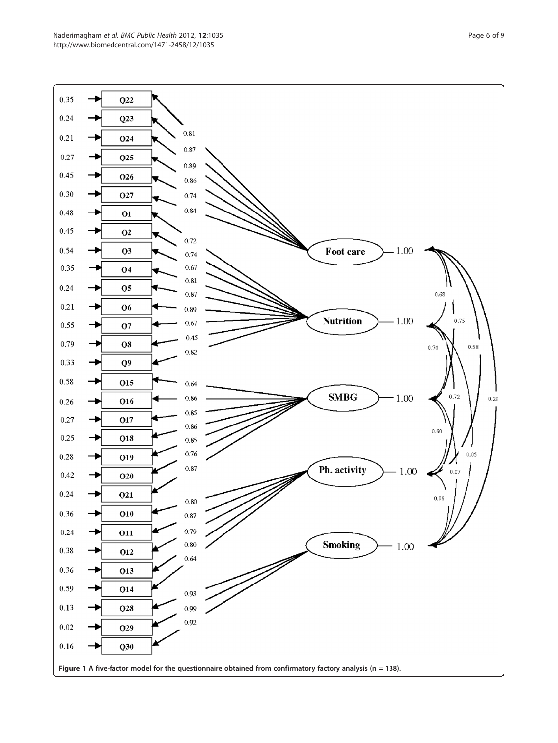Figure 1 A five-factor model for the questionnaire obtained from confirmatory factory analysis (n = 138).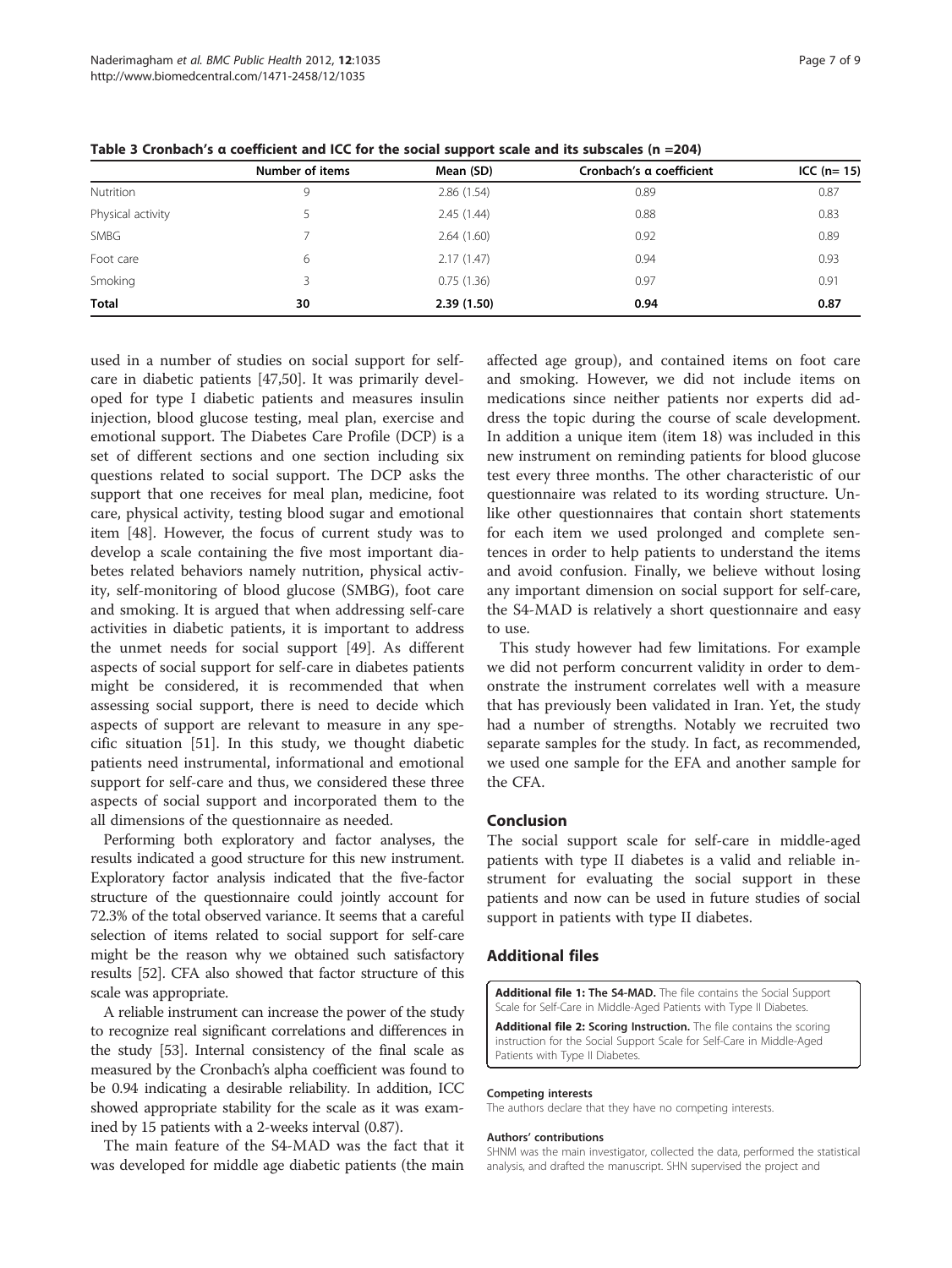**Table 3 Cronbach's α coefficient and ICC for the social support scale and its subscales (n =204)**

| | Number of items | Mean (SD) | Cronbach's α coefficient | ICC (n= 15) |
|---|---|---|---|---|
| Nutrition | 9 | 2.86 (1.54) | 0.89 | 0.87 |
| Physical activity | 5 | 2.45 (1.44) | 0.88 | 0.83 |
| SMBG | 7 | 2.64 (1.60) | 0.92 | 0.89 |
| Foot care | 6 | 2.17 (1.47) | 0.94 | 0.93 |
| Smoking | 3 | 0.75 (1.36) | 0.97 | 0.91 |
| **Total** | **30** | **2.39 (1.50)** | **0.94** | **0.87** |

used in a number of studies on social support for self-care in diabetic patients [47,50]. It was primarily developed for type I diabetic patients and measures insulin injection, blood glucose testing, meal plan, exercise and emotional support. The Diabetes Care Profile (DCP) is a set of different sections and one section including six questions related to social support. The DCP asks the support that one receives for meal plan, medicine, foot care, physical activity, testing blood sugar and emotional item [48]. However, the focus of current study was to develop a scale containing the five most important diabetes related behaviors namely nutrition, physical activity, self-monitoring of blood glucose (SMBG), foot care and smoking. It is argued that when addressing self-care activities in diabetic patients, it is important to address the unmet needs for social support [49]. As different aspects of social support for self-care in diabetes patients might be considered, it is recommended that when assessing social support, there is need to decide which aspects of support are relevant to measure in any specific situation [51]. In this study, we thought diabetic patients need instrumental, informational and emotional support for self-care and thus, we considered these three aspects of social support and incorporated them to the all dimensions of the questionnaire as needed.

Performing both exploratory and factor analyses, the results indicated a good structure for this new instrument. Exploratory factor analysis indicated that the five-factor structure of the questionnaire could jointly account for 72.3% of the total observed variance. It seems that a careful selection of items related to social support for self-care might be the reason why we obtained such satisfactory results [52]. CFA also showed that factor structure of this scale was appropriate.

A reliable instrument can increase the power of the study to recognize real significant correlations and differences in the study [53]. Internal consistency of the final scale as measured by the Cronbach's alpha coefficient was found to be 0.94 indicating a desirable reliability. In addition, ICC showed appropriate stability for the scale as it was examined by 15 patients with a 2-weeks interval (0.87).

The main feature of the S4-MAD was the fact that it was developed for middle age diabetic patients (the main affected age group), and contained items on foot care and smoking. However, we did not include items on medications since neither patients nor experts did address the topic during the course of scale development. In addition a unique item (item 18) was included in this new instrument on reminding patients for blood glucose test every three months. The other characteristic of our questionnaire was related to its wording structure. Unlike other questionnaires that contain short statements for each item we used prolonged and complete sentences in order to help patients to understand the items and avoid confusion. Finally, we believe without losing any important dimension on social support for self-care, the S4-MAD is relatively a short questionnaire and easy to use.

This study however had few limitations. For example we did not perform concurrent validity in order to demonstrate the instrument correlates well with a measure that has previously been validated in Iran. Yet, the study had a number of strengths. Notably we recruited two separate samples for the study. In fact, as recommended, we used one sample for the EFA and another sample for the CFA.

## Conclusion

The social support scale for self-care in middle-aged patients with type II diabetes is a valid and reliable instrument for evaluating the social support in these patients and now can be used in future studies of social support in patients with type II diabetes.

## Additional files

**Additional file 1: The S4-MAD.** The file contains the Social Support Scale for Self-Care in Middle-Aged Patients with Type II Diabetes.

**Additional file 2: Scoring Instruction.** The file contains the scoring instruction for the Social Support Scale for Self-Care in Middle-Aged Patients with Type II Diabetes.

#### Competing interests

The authors declare that they have no competing interests.

#### Authors' contributions

SHNM was the main investigator, collected the data, performed the statistical analysis, and drafted the manuscript. SHN supervised the project and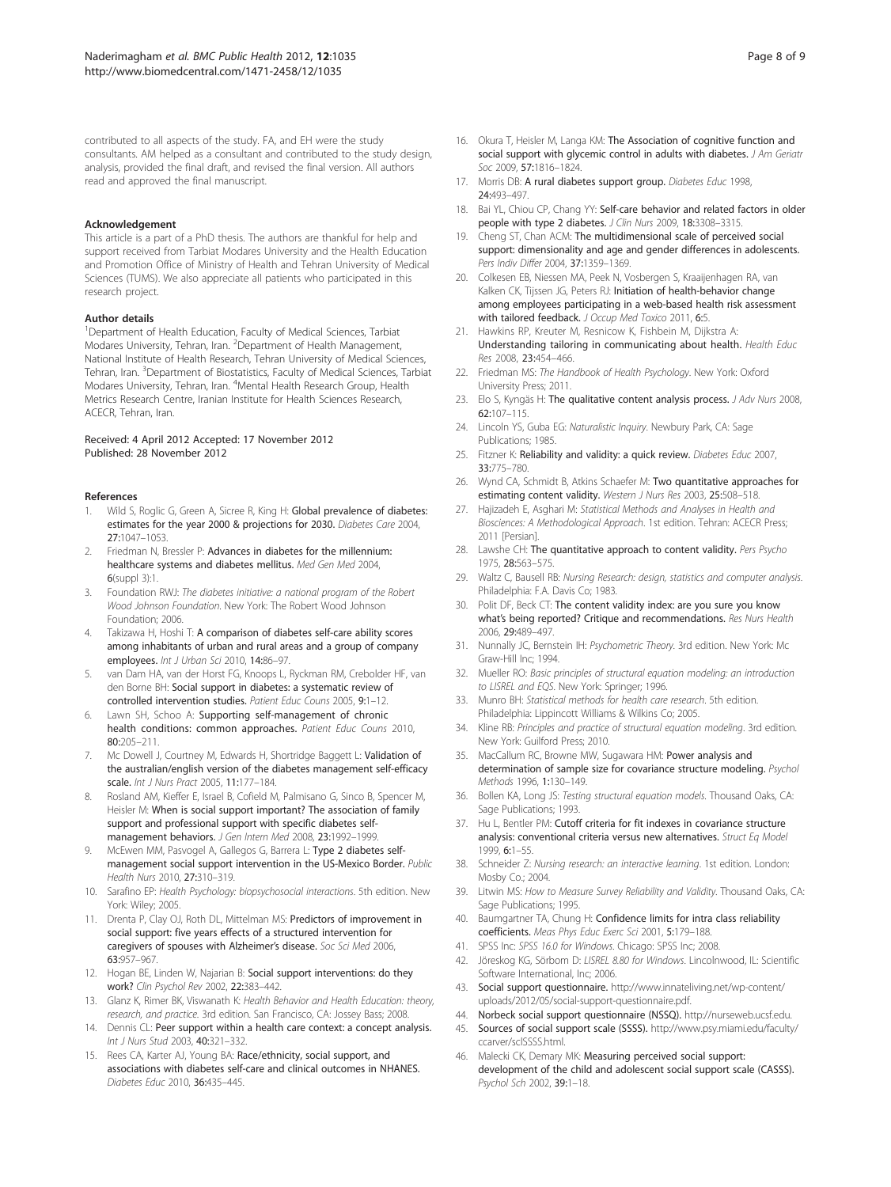contributed to all aspects of the study. FA, and EH were the study consultants. AM helped as a consultant and contributed to the study design, analysis, provided the final draft, and revised the final version. All authors read and approved the final manuscript.

### Acknowledgement

This article is a part of a PhD thesis. The authors are thankful for help and support received from Tarbiat Modares University and the Health Education and Promotion Office of Ministry of Health and Tehran University of Medical Sciences (TUMS). We also appreciate all patients who participated in this research project.

### Author details

[1]Department of Health Education, Faculty of Medical Sciences, Tarbiat Modares University, Tehran, Iran. [2]Department of Health Management, National Institute of Health Research, Tehran University of Medical Sciences, Tehran, Iran. [3]Department of Biostatistics, Faculty of Medical Sciences, Tarbiat Modares University, Tehran, Iran. [4]Mental Health Research Group, Health Metrics Research Centre, Iranian Institute for Health Sciences Research, ACECR, Tehran, Iran.

Received: 4 April 2012 Accepted: 17 November 2012
Published: 28 November 2012

### References

1. Wild S, Roglic G, Green A, Sicree R, King H: **Global prevalence of diabetes: estimates for the year 2000 & projections for 2030.** *Diabetes Care* 2004, **27:**1047–1053.
2. Friedman N, Bressler P: **Advances in diabetes for the millennium: healthcare systems and diabetes mellitus.** *Med Gen Med* 2004, **6**(suppl 3):1.
3. Foundation RWJ: *The diabetes initiative: a national program of the Robert Wood Johnson Foundation*. New York: The Robert Wood Johnson Foundation; 2006.
4. Takizawa H, Hoshi T: **A comparison of diabetes self-care ability scores among inhabitants of urban and rural areas and a group of company employees.** *Int J Urban Sci* 2010, **14:**86–97.
5. van Dam HA, van der Horst FG, Knoops L, Ryckman RM, Crebolder HF, van den Borne BH: **Social support in diabetes: a systematic review of controlled intervention studies.** *Patient Educ Couns* 2005, **9:**1–12.
6. Lawn SH, Schoo A: **Supporting self-management of chronic health conditions: common approaches.** *Patient Educ Couns* 2010, **80:**205–211.
7. Mc Dowell J, Courtney M, Edwards H, Shortridge Baggett L: **Validation of the australian/english version of the diabetes management self-efficacy scale.** *Int J Nurs Pract* 2005, **11:**177–184.
8. Rosland AM, Kieffer E, Israel B, Cofield M, Palmisano G, Sinco B, Spencer M, Heisler M: **When is social support important? The association of family support and professional support with specific diabetes self-management behaviors.** *J Gen Intern Med* 2008, **23:**1992–1999.
9. McEwen MM, Pasvogel A, Gallegos G, Barrera L: **Type 2 diabetes self-management social support intervention in the US-Mexico Border.** *Public Health Nurs* 2010, **27:**310–319.
10. Sarafino EP: *Health Psychology: biopsychosocial interactions*. 5th edition. New York: Wiley; 2005.
11. Drenta P, Clay OJ, Roth DL, Mittelman MS: **Predictors of improvement in social support: five years effects of a structured intervention for caregivers of spouses with Alzheimer's disease.** *Soc Sci Med* 2006, **63:**957–967.
12. Hogan BE, Linden W, Najarian B: **Social support interventions: do they work?** *Clin Psychol Rev* 2002, **22:**383–442.
13. Glanz K, Rimer BK, Viswanath K: *Health Behavior and Health Education: theory, research, and practice*. 3rd edition. San Francisco, CA: Jossey Bass; 2008.
14. Dennis CL: **Peer support within a health care context: a concept analysis.** *Int J Nurs Stud* 2003, **40:**321–332.
15. Rees CA, Karter AJ, Young BA: **Race/ethnicity, social support, and associations with diabetes self-care and clinical outcomes in NHANES.** *Diabetes Educ* 2010, **36:**435–445.
16. Okura T, Heisler M, Langa KM: **The Association of cognitive function and social support with glycemic control in adults with diabetes.** *J Am Geriatr Soc* 2009, **57:**1816–1824.
17. Morris DB: **A rural diabetes support group.** *Diabetes Educ* 1998, **24:**493–497.
18. Bai YL, Chiou CP, Chang YY: **Self-care behavior and related factors in older people with type 2 diabetes.** *J Clin Nurs* 2009, **18:**3308–3315.
19. Cheng ST, Chan ACM: **The multidimensional scale of perceived social support: dimensionality and age and gender differences in adolescents.** *Pers Indiv Differ* 2004, **37:**1359–1369.
20. Colkesen EB, Niessen MA, Peek N, Vosbergen S, Kraaijenhagen RA, van Kalken CK, Tijssen JG, Peters RJ: **Initiation of health-behavior change among employees participating in a web-based health risk assessment with tailored feedback.** *J Occup Med Toxico* 2011, **6:**5.
21. Hawkins RP, Kreuter M, Resnicow K, Fishbein M, Dijkstra A: **Understanding tailoring in communicating about health.** *Health Educ Res* 2008, **23:**454–466.
22. Friedman MS: *The Handbook of Health Psychology*. New York: Oxford University Press; 2011.
23. Elo S, Kyngäs H: **The qualitative content analysis process.** *J Adv Nurs* 2008, **62:**107–115.
24. Lincoln YS, Guba EG: *Naturalistic Inquiry*. Newbury Park, CA: Sage Publications; 1985.
25. Fitzner K: **Reliability and validity: a quick review.** *Diabetes Educ* 2007, **33:**775–780.
26. Wynd CA, Schmidt B, Atkins Schaefer M: **Two quantitative approaches for estimating content validity.** *Western J Nurs Res* 2003, **25:**508–518.
27. Hajizadeh E, Asghari M: *Statistical Methods and Analyses in Health and Biosciences: A Methodological Approach*. 1st edition. Tehran: ACECR Press; 2011 [Persian].
28. Lawshe CH: **The quantitative approach to content validity.** *Pers Psycho* 1975, **28:**563–575.
29. Waltz C, Bausell RB: *Nursing Research: design, statistics and computer analysis*. Philadelphia: F.A. Davis Co; 1983.
30. Polit DF, Beck CT: **The content validity index: are you sure you know what's being reported? Critique and recommendations.** *Res Nurs Health* 2006, **29:**489–497.
31. Nunnally JC, Bernstein IH: *Psychometric Theory*. 3rd edition. New York: Mc Graw-Hill Inc; 1994.
32. Mueller RO: *Basic principles of structural equation modeling: an introduction to LISREL and EQS*. New York: Springer; 1996.
33. Munro BH: *Statistical methods for health care research*. 5th edition. Philadelphia: Lippincott Williams & Wilkins Co; 2005.
34. Kline RB: *Principles and practice of structural equation modeling*. 3rd edition. New York: Guilford Press; 2010.
35. MacCallum RC, Browne MW, Sugawara HM: **Power analysis and determination of sample size for covariance structure modeling.** *Psychol Methods* 1996, **1:**130–149.
36. Bollen KA, Long JS: *Testing structural equation models*. Thousand Oaks, CA: Sage Publications; 1993.
37. Hu L, Bentler PM: **Cutoff criteria for fit indexes in covariance structure analysis: conventional criteria versus new alternatives.** *Struct Eq Model* 1999, **6:**1–55.
38. Schneider Z: *Nursing research: an interactive learning*. 1st edition. London: Mosby Co.; 2004.
39. Litwin MS: *How to Measure Survey Reliability and Validity*. Thousand Oaks, CA: Sage Publications; 1995.
40. Baumgartner TA, Chung H: **Confidence limits for intra class reliability coefficients.** *Meas Phys Educ Exerc Sci* 2001, **5:**179–188.
41. SPSS Inc: *SPSS 16.0 for Windows*. Chicago: SPSS Inc; 2008.
42. Jöreskog KG, Sörbom D: *LISREL 8.80 for Windows*. Lincolnwood, IL: Scientific Software International, Inc; 2006.
43. **Social support questionnaire.** http://www.innateliving.net/wp-content/uploads/2012/05/social-support-questionnaire.pdf.
44. **Norbeck social support questionnaire (NSSQ).** http://nurseweb.ucsf.edu.
45. **Sources of social support scale (SSSS).** http://www.psy.miami.edu/faculty/ccarver/sclSSSS.html.
46. Malecki CK, Demary MK: **Measuring perceived social support: development of the child and adolescent social support scale (CASSS).** *Psychol Sch* 2002, **39:**1–18.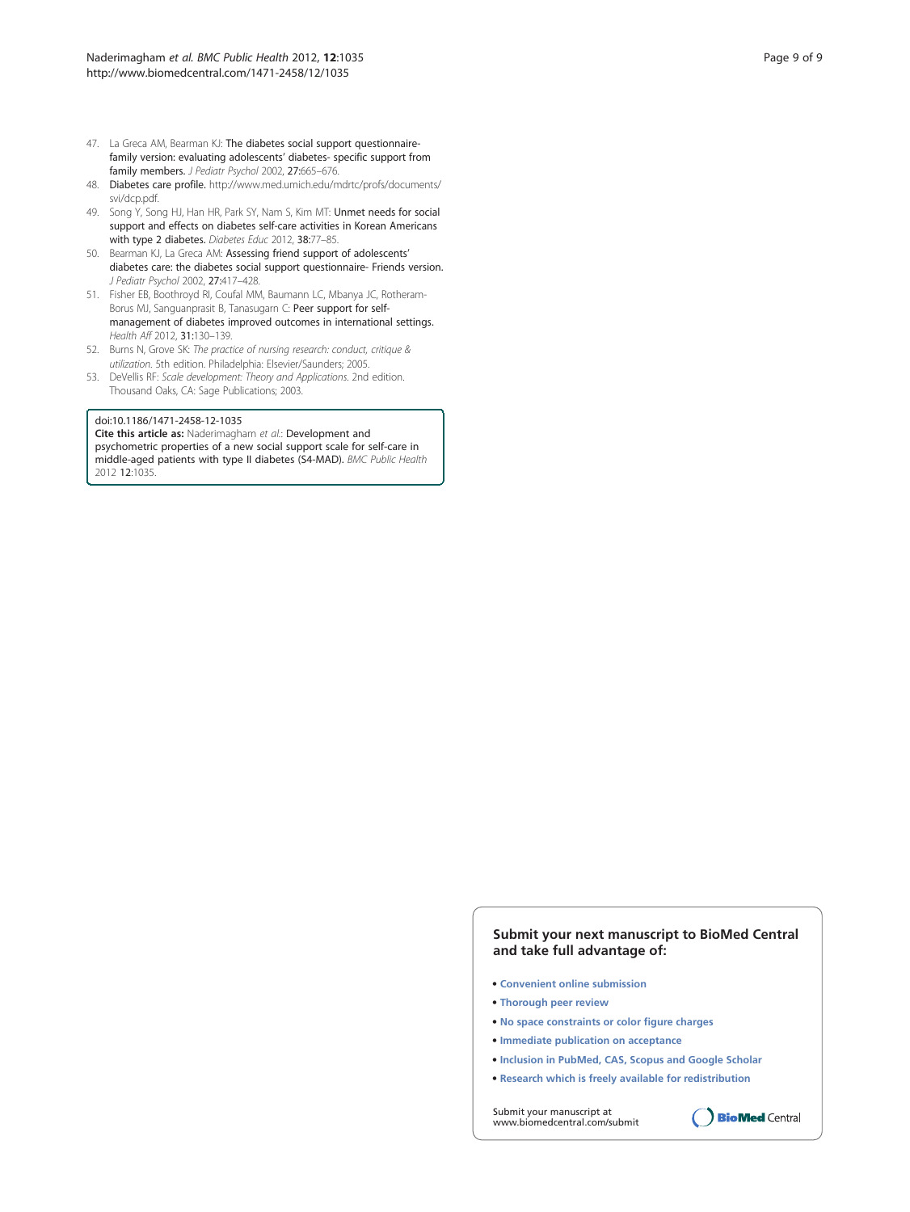47. La Greca AM, Bearman KJ: **The diabetes social support questionnaire-family version: evaluating adolescents' diabetes- specific support from family members.** *J Pediatr Psychol* 2002, **27:**665–676.
48. **Diabetes care profile.** http://www.med.umich.edu/mdrtc/profs/documents/svi/dcp.pdf.
49. Song Y, Song HJ, Han HR, Park SY, Nam S, Kim MT: **Unmet needs for social support and effects on diabetes self-care activities in Korean Americans with type 2 diabetes.** *Diabetes Educ* 2012, **38:**77–85.
50. Bearman KJ, La Greca AM: **Assessing friend support of adolescents' diabetes care: the diabetes social support questionnaire- Friends version.** *J Pediatr Psychol* 2002, **27:**417–428.
51. Fisher EB, Boothroyd RI, Coufal MM, Baumann LC, Mbanya JC, Rotheram-Borus MJ, Sanguanprasit B, Tanasugarn C: **Peer support for self-management of diabetes improved outcomes in international settings.** *Health Aff* 2012, **31:**130–139.
52. Burns N, Grove SK: *The practice of nursing research: conduct, critique & utilization.* 5th edition. Philadelphia: Elsevier/Saunders; 2005.
53. DeVellis RF: *Scale development: Theory and Applications*. 2nd edition. Thousand Oaks, CA: Sage Publications; 2003.

doi:10.1186/1471-2458-12-1035

**Cite this article as:** Naderimagham *et al.*: Development and psychometric properties of a new social support scale for self-care in middle-aged patients with type II diabetes (S4-MAD). *BMC Public Health* 2012 **12**:1035.

**Submit your next manuscript to BioMed Central and take full advantage of:**

- **Convenient online submission**
- **Thorough peer review**
- **No space constraints or color figure charges**
- **Immediate publication on acceptance**
- **Inclusion in PubMed, CAS, Scopus and Google Scholar**
- **Research which is freely available for redistribution**

Submit your manuscript at
www.biomedcentral.com/submit

BioMed Central